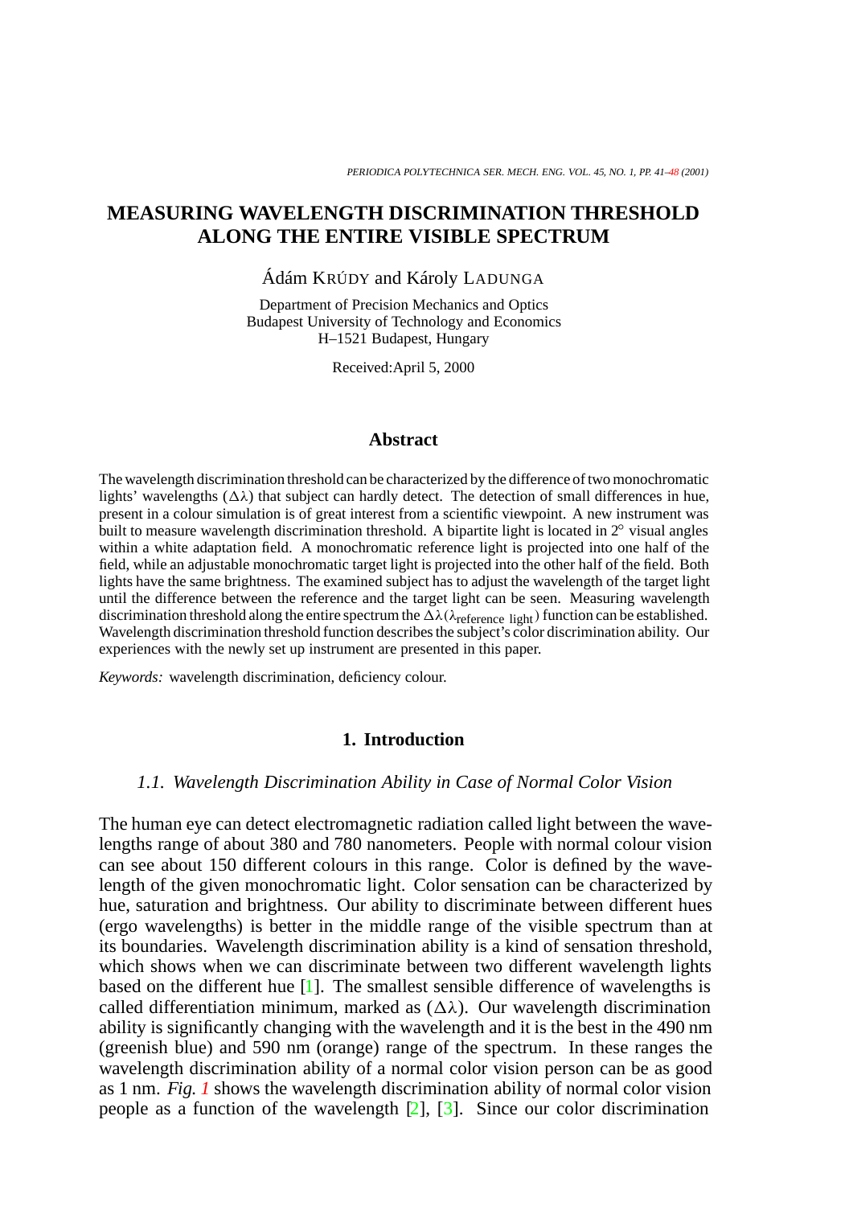# MEASURING WAVELENGTH DISCRIMINATION THRESHOLD ALONG THE ENTIRE VISIBLE SPECTRUM

Ádám KRÚDY and Károly LADUNGA

Department of Precision Mechanics and Optics
Budapest University of Technology and Economics
H–1521 Budapest, Hungary

Received:April 5, 2000

## Abstract

The wavelength discrimination threshold can be characterized by the difference of two monochromatic lights' wavelengths ($\Delta\lambda$) that subject can hardly detect. The detection of small differences in hue, present in a colour simulation is of great interest from a scientific viewpoint. A new instrument was built to measure wavelength discrimination threshold. A bipartite light is located in 2° visual angles within a white adaptation field. A monochromatic reference light is projected into one half of the field, while an adjustable monochromatic target light is projected into the other half of the field. Both lights have the same brightness. The examined subject has to adjust the wavelength of the target light until the difference between the reference and the target light can be seen. Measuring wavelength discrimination threshold along the entire spectrum the $\Delta\lambda(\lambda_{\text{reference light}})$ function can be established. Wavelength discrimination threshold function describes the subject's color discrimination ability. Our experiences with the newly set up instrument are presented in this paper.

*Keywords:* wavelength discrimination, deficiency colour.

## 1. Introduction

### *1.1. Wavelength Discrimination Ability in Case of Normal Color Vision*

The human eye can detect electromagnetic radiation called light between the wavelengths range of about 380 and 780 nanometers. People with normal colour vision can see about 150 different colours in this range. Color is defined by the wavelength of the given monochromatic light. Color sensation can be characterized by hue, saturation and brightness. Our ability to discriminate between different hues (ergo wavelengths) is better in the middle range of the visible spectrum than at its boundaries. Wavelength discrimination ability is a kind of sensation threshold, which shows when we can discriminate between two different wavelength lights based on the different hue [1]. The smallest sensible difference of wavelengths is called differentiation minimum, marked as ($\Delta\lambda$). Our wavelength discrimination ability is significantly changing with the wavelength and it is the best in the 490 nm (greenish blue) and 590 nm (orange) range of the spectrum. In these ranges the wavelength discrimination ability of a normal color vision person can be as good as 1 nm. *Fig. 1* shows the wavelength discrimination ability of normal color vision people as a function of the wavelength [2], [3]. Since our color discrimination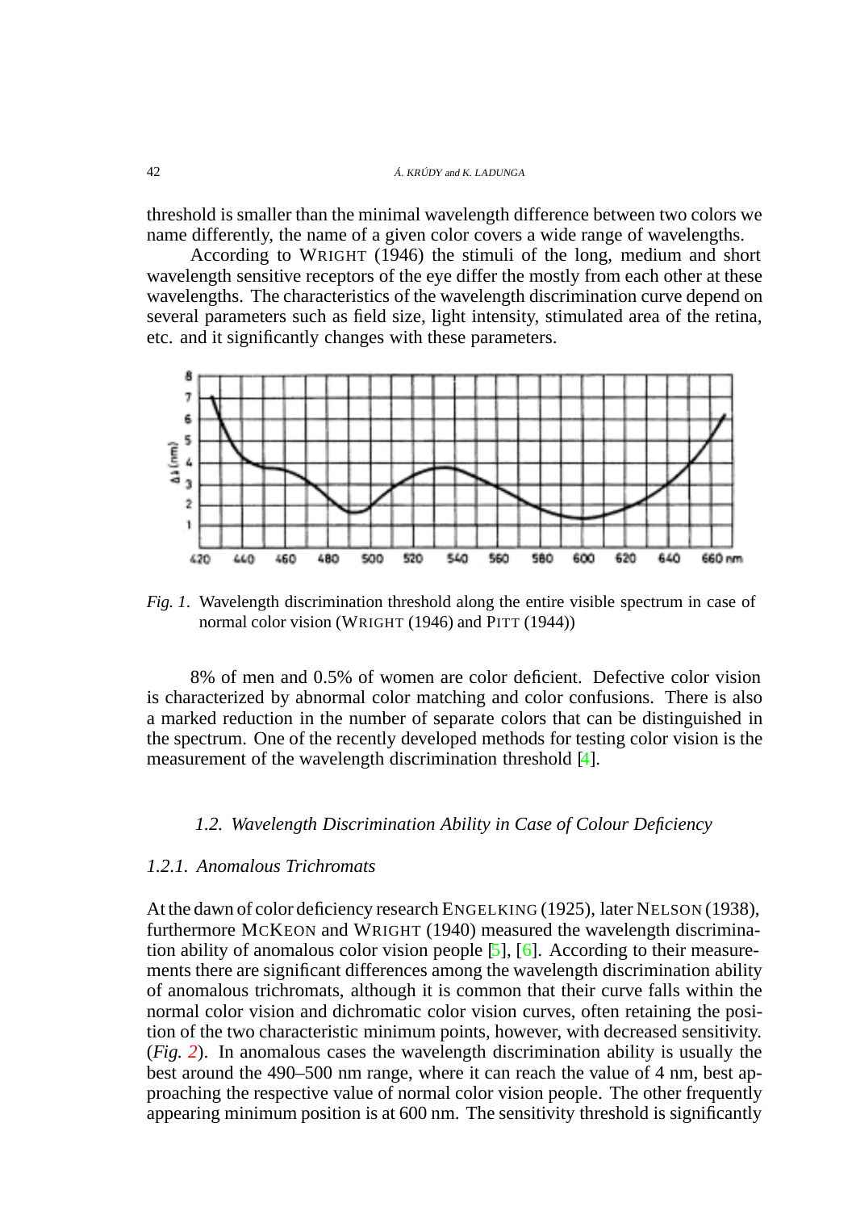threshold is smaller than the minimal wavelength difference between two colors we name differently, the name of a given color covers a wide range of wavelengths.

According to WRIGHT (1946) the stimuli of the long, medium and short wavelength sensitive receptors of the eye differ the mostly from each other at these wavelengths. The characteristics of the wavelength discrimination curve depend on several parameters such as field size, light intensity, stimulated area of the retina, etc. and it significantly changes with these parameters.

*Fig. 1.* Wavelength discrimination threshold along the entire visible spectrum in case of normal color vision (WRIGHT (1946) and PITT (1944))

8% of men and 0.5% of women are color deficient. Defective color vision is characterized by abnormal color matching and color confusions. There is also a marked reduction in the number of separate colors that can be distinguished in the spectrum. One of the recently developed methods for testing color vision is the measurement of the wavelength discrimination threshold [4].

### *1.2. Wavelength Discrimination Ability in Case of Colour Deficiency*

#### *1.2.1. Anomalous Trichromats*

At the dawn of color deficiency research ENGELKING (1925), later NELSON (1938), furthermore MCKEON and WRIGHT (1940) measured the wavelength discrimination ability of anomalous color vision people [5], [6]. According to their measurements there are significant differences among the wavelength discrimination ability of anomalous trichromats, although it is common that their curve falls within the normal color vision and dichromatic color vision curves, often retaining the position of the two characteristic minimum points, however, with decreased sensitivity. (*Fig. 2*). In anomalous cases the wavelength discrimination ability is usually the best around the 490–500 nm range, where it can reach the value of 4 nm, best approaching the respective value of normal color vision people. The other frequently appearing minimum position is at 600 nm. The sensitivity threshold is significantly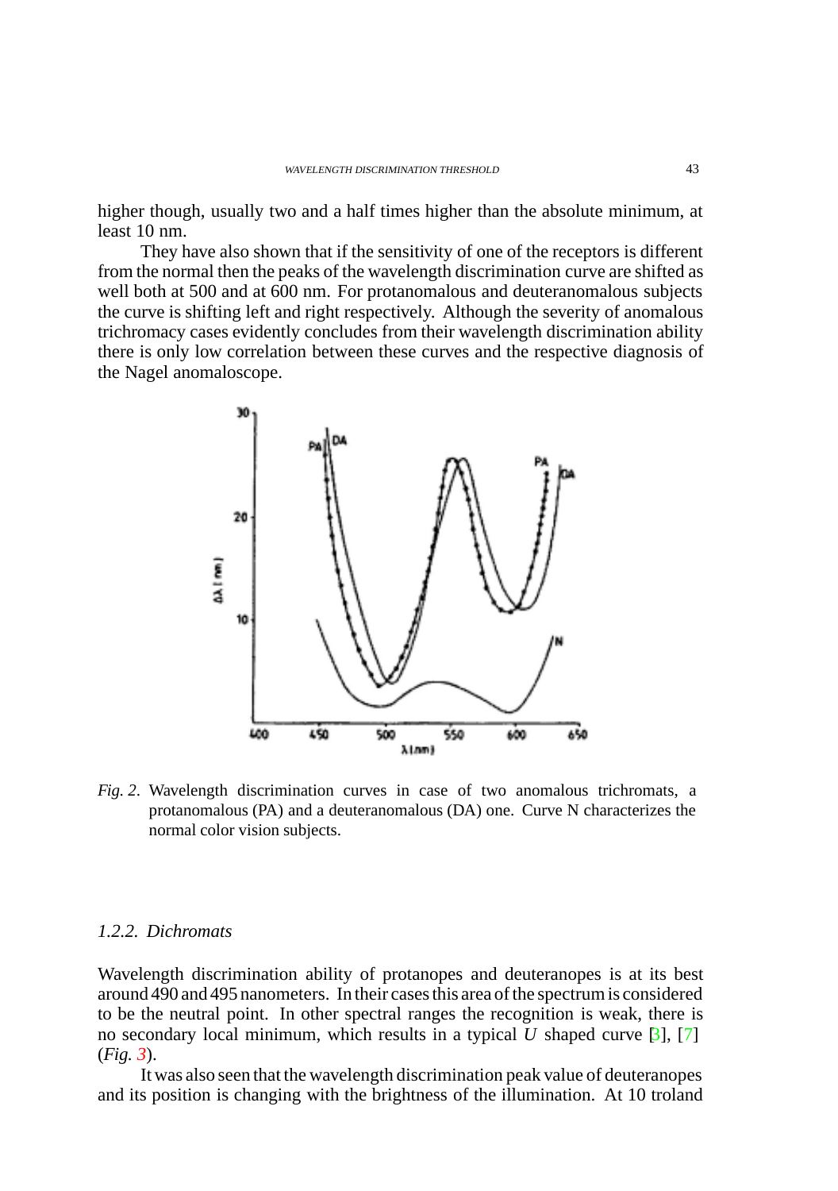higher though, usually two and a half times higher than the absolute minimum, at least 10 nm.

They have also shown that if the sensitivity of one of the receptors is different from the normal then the peaks of the wavelength discrimination curve are shifted as well both at 500 and at 600 nm. For protanomalous and deuteranomalous subjects the curve is shifting left and right respectively. Although the severity of anomalous trichromacy cases evidently concludes from their wavelength discrimination ability there is only low correlation between these curves and the respective diagnosis of the Nagel anomaloscope.

*Fig. 2*. Wavelength discrimination curves in case of two anomalous trichromats, a protanomalous (PA) and a deuteranomalous (DA) one. Curve N characterizes the normal color vision subjects.

### 1.2.2. *Dichromats*

Wavelength discrimination ability of protanopes and deuteranopes is at its best around 490 and 495 nanometers. In their cases this area of the spectrum is considered to be the neutral point. In other spectral ranges the recognition is weak, there is no secondary local minimum, which results in a typical *U* shaped curve [3], [7] (*Fig. 3*).

It was also seen that the wavelength discrimination peak value of deuteranopes and its position is changing with the brightness of the illumination. At 10 troland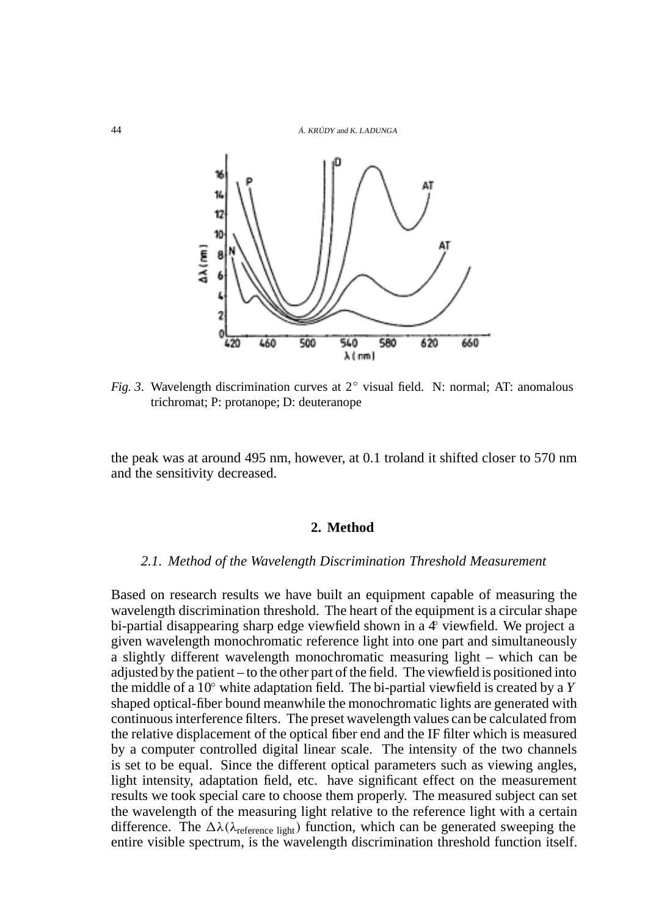*Fig. 3*. Wavelength discrimination curves at 2° visual field. N: normal; AT: anomalous trichromat; P: protanope; D: deuteranope

the peak was at around 495 nm, however, at 0.1 troland it shifted closer to 570 nm and the sensitivity decreased.

## 2. Method

### *2.1. Method of the Wavelength Discrimination Threshold Measurement*

Based on research results we have built an equipment capable of measuring the wavelength discrimination threshold. The heart of the equipment is a circular shape bi-partial disappearing sharp edge viewfield shown in a 4° viewfield. We project a given wavelength monochromatic reference light into one part and simultaneously a slightly different wavelength monochromatic measuring light – which can be adjusted by the patient – to the other part of the field. The viewfield is positioned into the middle of a 10° white adaptation field. The bi-partial viewfield is created by a *Y* shaped optical-fiber bound meanwhile the monochromatic lights are generated with continuous interference filters. The preset wavelength values can be calculated from the relative displacement of the optical fiber end and the IF filter which is measured by a computer controlled digital linear scale. The intensity of the two channels is set to be equal. Since the different optical parameters such as viewing angles, light intensity, adaptation field, etc. have significant effect on the measurement results we took special care to choose them properly. The measured subject can set the wavelength of the measuring light relative to the reference light with a certain difference. The $\Delta\lambda(\lambda_{\text{reference light}})$ function, which can be generated sweeping the entire visible spectrum, is the wavelength discrimination threshold function itself.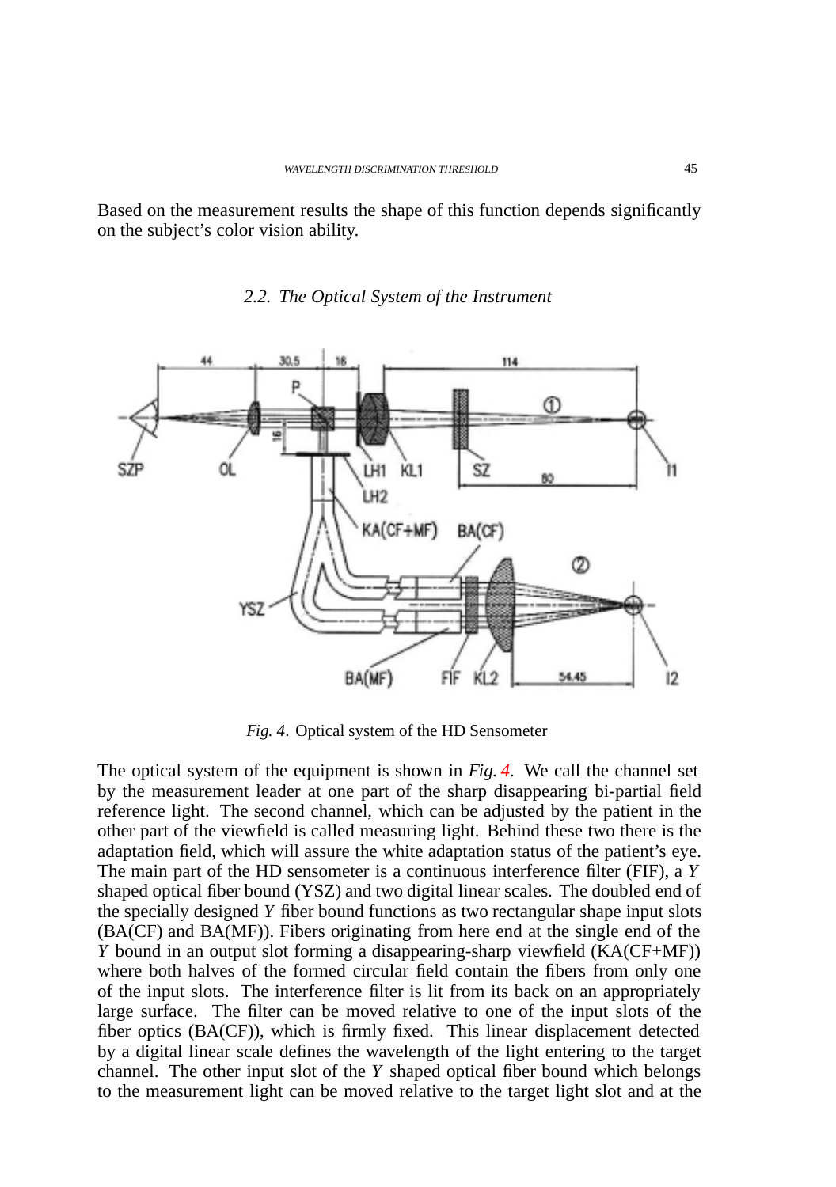Based on the measurement results the shape of this function depends significantly on the subject's color vision ability.

### 2.2. The Optical System of the Instrument

*Fig. 4*. Optical system of the HD Sensometer

The optical system of the equipment is shown in *Fig. 4*. We call the channel set by the measurement leader at one part of the sharp disappearing bi-partial field reference light. The second channel, which can be adjusted by the patient in the other part of the viewfield is called measuring light. Behind these two there is the adaptation field, which will assure the white adaptation status of the patient's eye. The main part of the HD sensometer is a continuous interference filter (FIF), a *Y* shaped optical fiber bound (YSZ) and two digital linear scales. The doubled end of the specially designed *Y* fiber bound functions as two rectangular shape input slots (BA(CF) and BA(MF)). Fibers originating from here end at the single end of the *Y* bound in an output slot forming a disappearing-sharp viewfield (KA(CF+MF)) where both halves of the formed circular field contain the fibers from only one of the input slots. The interference filter is lit from its back on an appropriately large surface. The filter can be moved relative to one of the input slots of the fiber optics (BA(CF)), which is firmly fixed. This linear displacement detected by a digital linear scale defines the wavelength of the light entering to the target channel. The other input slot of the *Y* shaped optical fiber bound which belongs to the measurement light can be moved relative to the target light slot and at the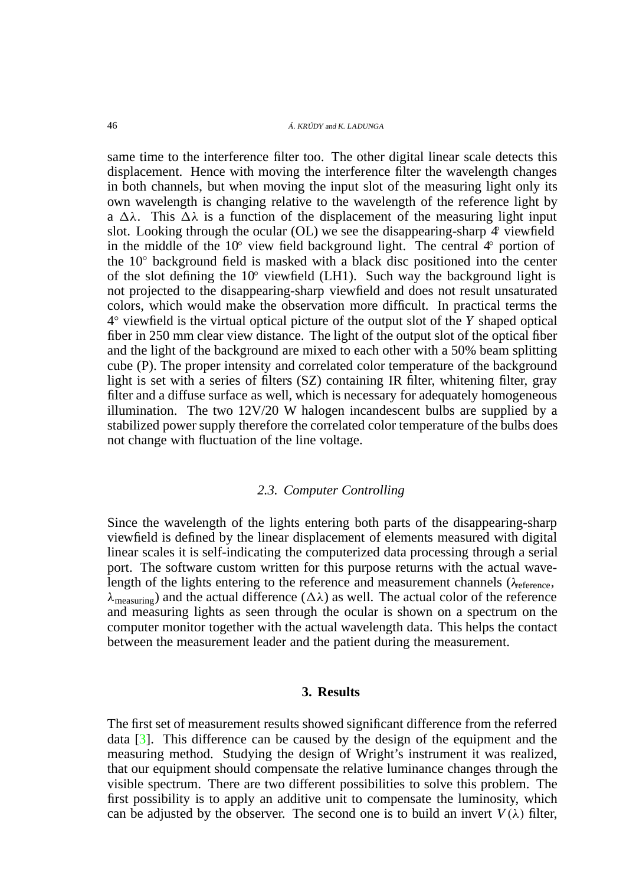same time to the interference filter too. The other digital linear scale detects this displacement. Hence with moving the interference filter the wavelength changes in both channels, but when moving the input slot of the measuring light only its own wavelength is changing relative to the wavelength of the reference light by a $\Delta\lambda$. This $\Delta\lambda$ is a function of the displacement of the measuring light input slot. Looking through the ocular (OL) we see the disappearing-sharp $4^\circ$ viewfield in the middle of the $10^\circ$ view field background light. The central $4^\circ$ portion of the $10^\circ$ background field is masked with a black disc positioned into the center of the slot defining the $10^\circ$ viewfield (LH1). Such way the background light is not projected to the disappearing-sharp viewfield and does not result unsaturated colors, which would make the observation more difficult. In practical terms the $4^\circ$ viewfield is the virtual optical picture of the output slot of the *Y* shaped optical fiber in 250 mm clear view distance. The light of the output slot of the optical fiber and the light of the background are mixed to each other with a 50% beam splitting cube (P). The proper intensity and correlated color temperature of the background light is set with a series of filters (SZ) containing IR filter, whitening filter, gray filter and a diffuse surface as well, which is necessary for adequately homogeneous illumination. The two 12V/20 W halogen incandescent bulbs are supplied by a stabilized power supply therefore the correlated color temperature of the bulbs does not change with fluctuation of the line voltage.

### *2.3. Computer Controlling*

Since the wavelength of the lights entering both parts of the disappearing-sharp viewfield is defined by the linear displacement of elements measured with digital linear scales it is self-indicating the computerized data processing through a serial port. The software custom written for this purpose returns with the actual wavelength of the lights entering to the reference and measurement channels ($\lambda_{\text{reference}}$, $\lambda_{\text{measuring}}$) and the actual difference ($\Delta\lambda$) as well. The actual color of the reference and measuring lights as seen through the ocular is shown on a spectrum on the computer monitor together with the actual wavelength data. This helps the contact between the measurement leader and the patient during the measurement.

## 3. Results

The first set of measurement results showed significant difference from the referred data [3]. This difference can be caused by the design of the equipment and the measuring method. Studying the design of Wright's instrument it was realized, that our equipment should compensate the relative luminance changes through the visible spectrum. There are two different possibilities to solve this problem. The first possibility is to apply an additive unit to compensate the luminosity, which can be adjusted by the observer. The second one is to build an invert $V(\lambda)$ filter,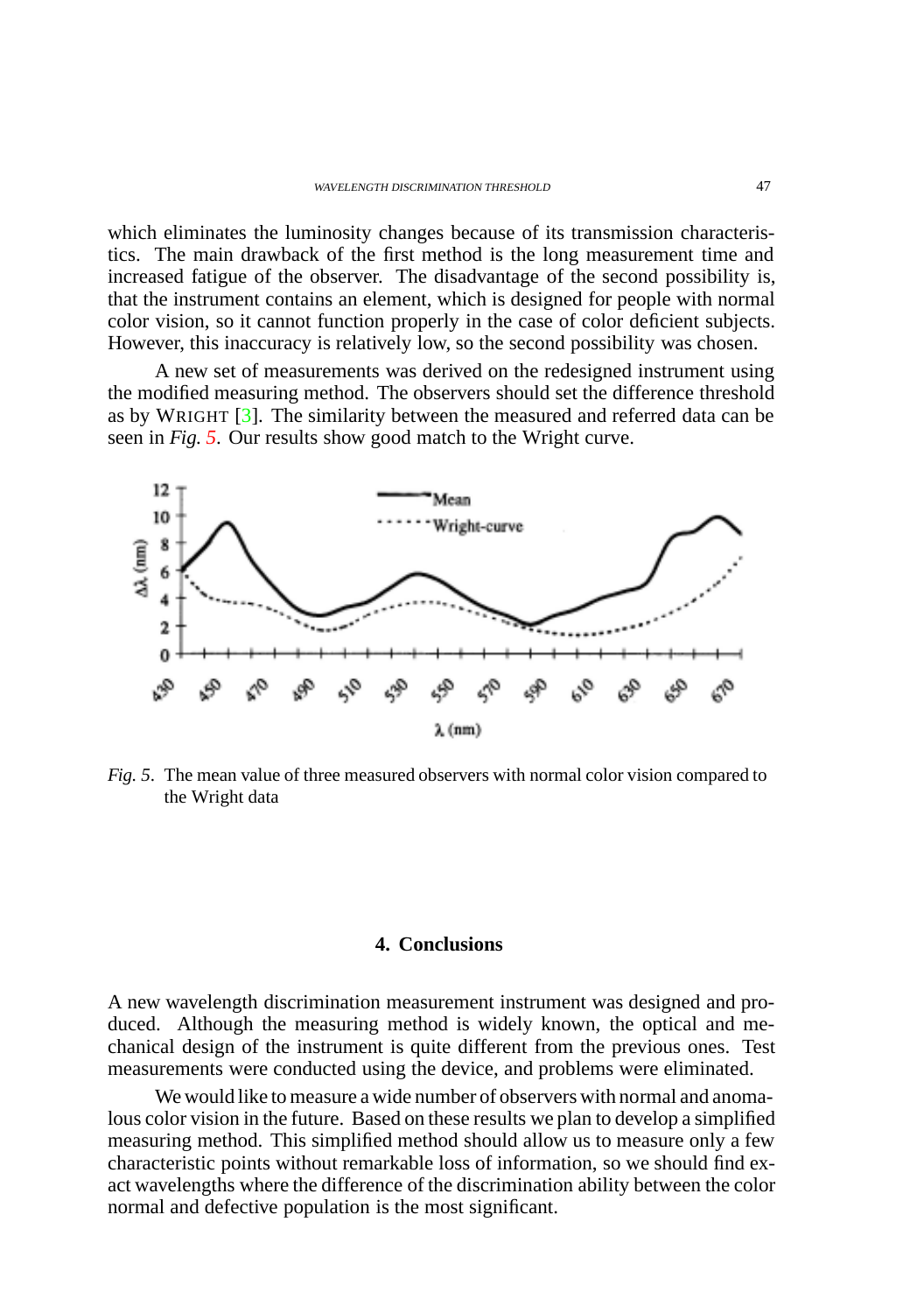which eliminates the luminosity changes because of its transmission characteristics. The main drawback of the first method is the long measurement time and increased fatigue of the observer. The disadvantage of the second possibility is, that the instrument contains an element, which is designed for people with normal color vision, so it cannot function properly in the case of color deficient subjects. However, this inaccuracy is relatively low, so the second possibility was chosen.

A new set of measurements was derived on the redesigned instrument using the modified measuring method. The observers should set the difference threshold as by WRIGHT [3]. The similarity between the measured and referred data can be seen in *Fig. 5*. Our results show good match to the Wright curve.

*Fig. 5*. The mean value of three measured observers with normal color vision compared to the Wright data

## 4. Conclusions

A new wavelength discrimination measurement instrument was designed and produced. Although the measuring method is widely known, the optical and mechanical design of the instrument is quite different from the previous ones. Test measurements were conducted using the device, and problems were eliminated.

We would like to measure a wide number of observers with normal and anomalous color vision in the future. Based on these results we plan to develop a simplified measuring method. This simplified method should allow us to measure only a few characteristic points without remarkable loss of information, so we should find exact wavelengths where the difference of the discrimination ability between the color normal and defective population is the most significant.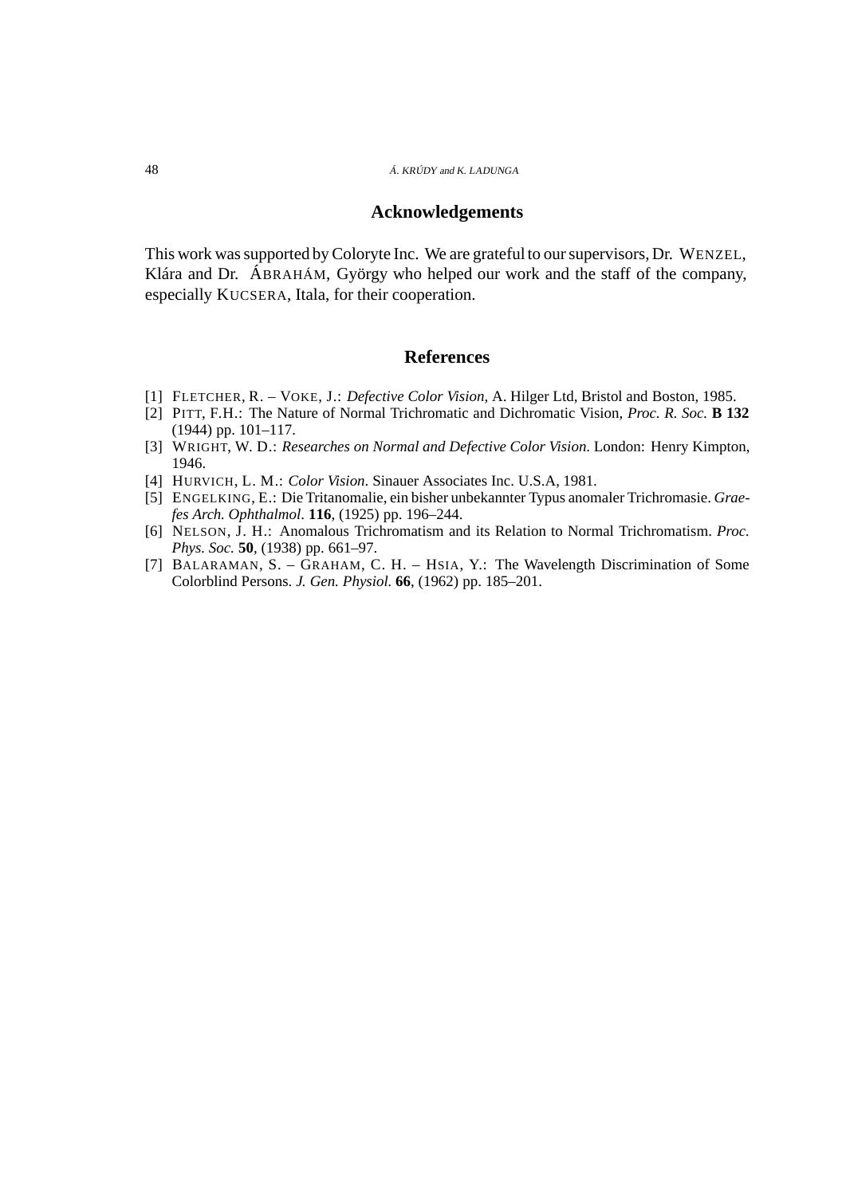## Acknowledgements

This work was supported by Coloryte Inc. We are grateful to our supervisors, Dr. WENZEL, Klára and Dr. ÁBRAHÁM, György who helped our work and the staff of the company, especially KUCSERA, Itala, for their cooperation.

## References

[1] FLETCHER, R. – VOKE, J.: *Defective Color Vision*, A. Hilger Ltd, Bristol and Boston, 1985.

[2] PITT, F.H.: The Nature of Normal Trichromatic and Dichromatic Vision, *Proc. R. Soc.* **B 132** (1944) pp. 101–117.

[3] WRIGHT, W. D.: *Researches on Normal and Defective Color Vision*. London: Henry Kimpton, 1946.

[4] HURVICH, L. M.: *Color Vision*. Sinauer Associates Inc. U.S.A, 1981.

[5] ENGELKING, E.: Die Tritanomalie, ein bisher unbekannter Typus anomaler Trichromasie. *Graefes Arch. Ophthalmol.* **116**, (1925) pp. 196–244.

[6] NELSON, J. H.: Anomalous Trichromatism and its Relation to Normal Trichromatism. *Proc. Phys. Soc.* **50**, (1938) pp. 661–97.

[7] BALARAMAN, S. – GRAHAM, C. H. – HSIA, Y.: The Wavelength Discrimination of Some Colorblind Persons. *J. Gen. Physiol.* **66**, (1962) pp. 185–201.